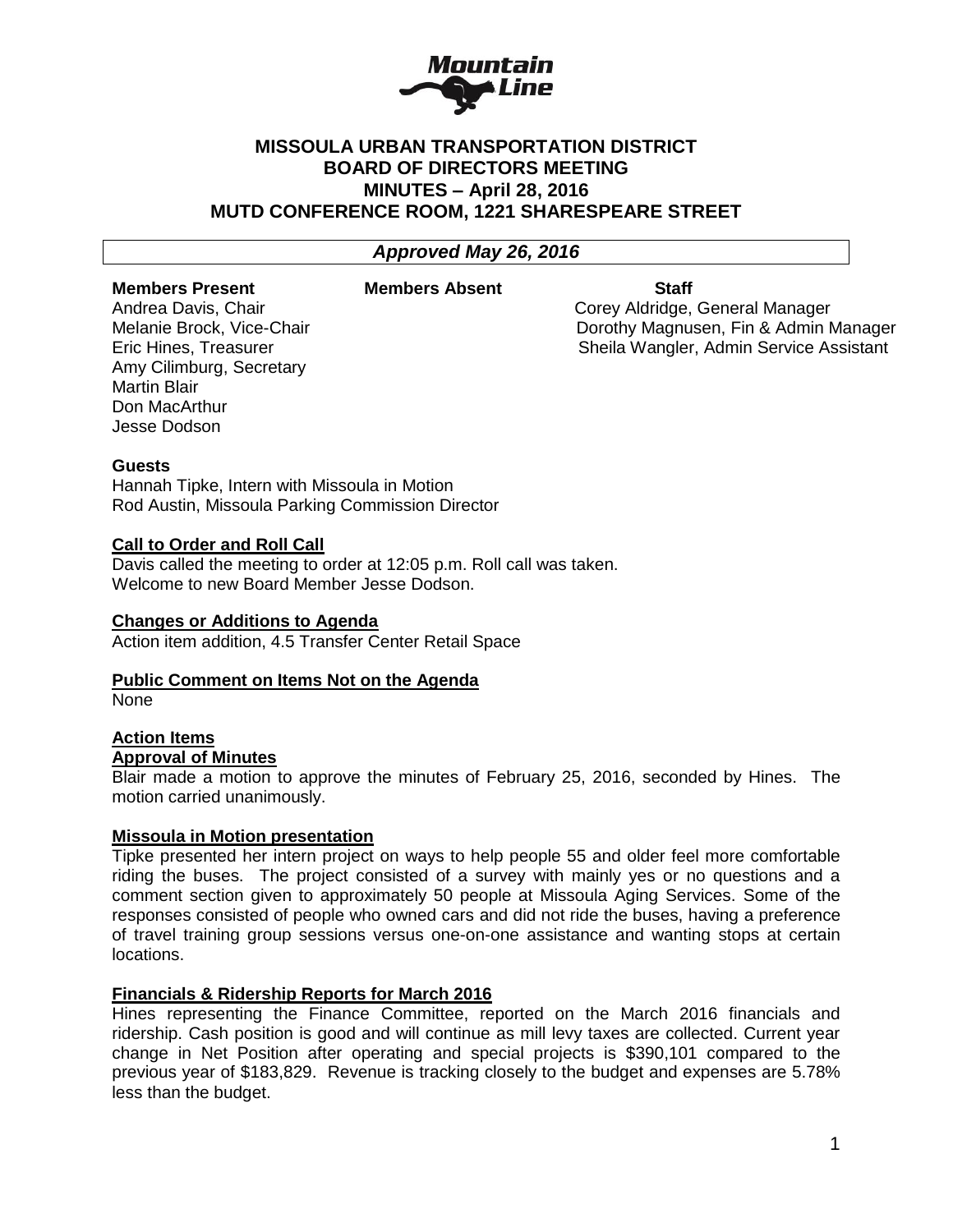# MISSOULA URBAN TRANSPORTATION DISTRICT
## BOARD OF DIRECTORS MEETING
## MINUTES – April 28, 2016
## MUTD CONFERENCE ROOM, 1221 SHARESPEARE STREET

***Approved May 26, 2016***

| Members Present | Members Absent | Staff |
|---|---|---|
| Andrea Davis, Chair | | Corey Aldridge, General Manager |
| Melanie Brock, Vice-Chair | | Dorothy Magnusen, Fin & Admin Manager |
| Eric Hines, Treasurer | | Sheila Wangler, Admin Service Assistant |
| Amy Cilimburg, Secretary | | |
| Martin Blair | | |
| Don MacArthur | | |
| Jesse Dodson | | |

**Guests**

Hannah Tipke, Intern with Missoula in Motion
Rod Austin, Missoula Parking Commission Director

**Call to Order and Roll Call**

Davis called the meeting to order at 12:05 p.m. Roll call was taken.
Welcome to new Board Member Jesse Dodson.

**Changes or Additions to Agenda**

Action item addition, 4.5 Transfer Center Retail Space

**Public Comment on Items Not on the Agenda**

None

**Action Items**

**Approval of Minutes**

Blair made a motion to approve the minutes of February 25, 2016, seconded by Hines. The motion carried unanimously.

**Missoula in Motion presentation**

Tipke presented her intern project on ways to help people 55 and older feel more comfortable riding the buses. The project consisted of a survey with mainly yes or no questions and a comment section given to approximately 50 people at Missoula Aging Services. Some of the responses consisted of people who owned cars and did not ride the buses, having a preference of travel training group sessions versus one-on-one assistance and wanting stops at certain locations.

**Financials & Ridership Reports for March 2016**

Hines representing the Finance Committee, reported on the March 2016 financials and ridership. Cash position is good and will continue as mill levy taxes are collected. Current year change in Net Position after operating and special projects is $390,101 compared to the previous year of $183,829. Revenue is tracking closely to the budget and expenses are 5.78% less than the budget.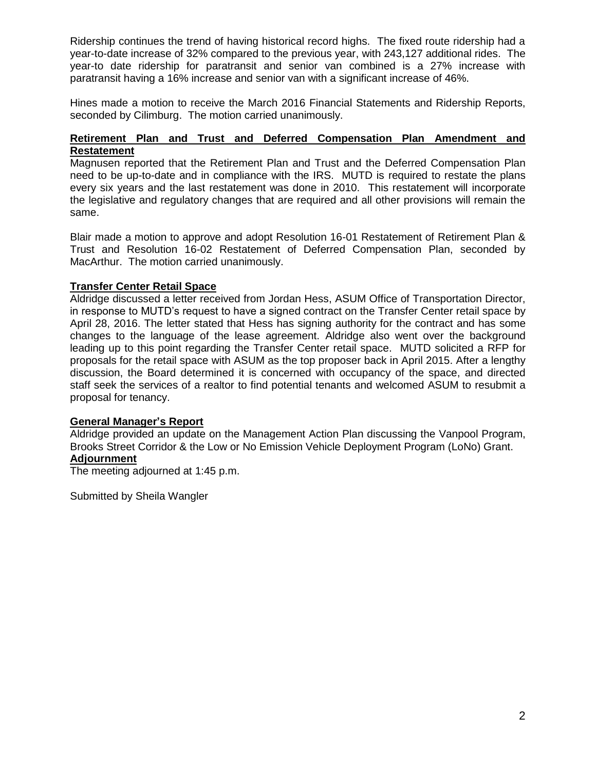Ridership continues the trend of having historical record highs. The fixed route ridership had a year-to-date increase of 32% compared to the previous year, with 243,127 additional rides. The year-to date ridership for paratransit and senior van combined is a 27% increase with paratransit having a 16% increase and senior van with a significant increase of 46%.

Hines made a motion to receive the March 2016 Financial Statements and Ridership Reports, seconded by Cilimburg. The motion carried unanimously.

**Retirement Plan and Trust and Deferred Compensation Plan Amendment and Restatement**

Magnusen reported that the Retirement Plan and Trust and the Deferred Compensation Plan need to be up-to-date and in compliance with the IRS. MUTD is required to restate the plans every six years and the last restatement was done in 2010. This restatement will incorporate the legislative and regulatory changes that are required and all other provisions will remain the same.

Blair made a motion to approve and adopt Resolution 16-01 Restatement of Retirement Plan & Trust and Resolution 16-02 Restatement of Deferred Compensation Plan, seconded by MacArthur. The motion carried unanimously.

**Transfer Center Retail Space**

Aldridge discussed a letter received from Jordan Hess, ASUM Office of Transportation Director, in response to MUTD's request to have a signed contract on the Transfer Center retail space by April 28, 2016. The letter stated that Hess has signing authority for the contract and has some changes to the language of the lease agreement. Aldridge also went over the background leading up to this point regarding the Transfer Center retail space. MUTD solicited a RFP for proposals for the retail space with ASUM as the top proposer back in April 2015. After a lengthy discussion, the Board determined it is concerned with occupancy of the space, and directed staff seek the services of a realtor to find potential tenants and welcomed ASUM to resubmit a proposal for tenancy.

**General Manager's Report**

Aldridge provided an update on the Management Action Plan discussing the Vanpool Program, Brooks Street Corridor & the Low or No Emission Vehicle Deployment Program (LoNo) Grant.

**Adjournment**

The meeting adjourned at 1:45 p.m.

Submitted by Sheila Wangler